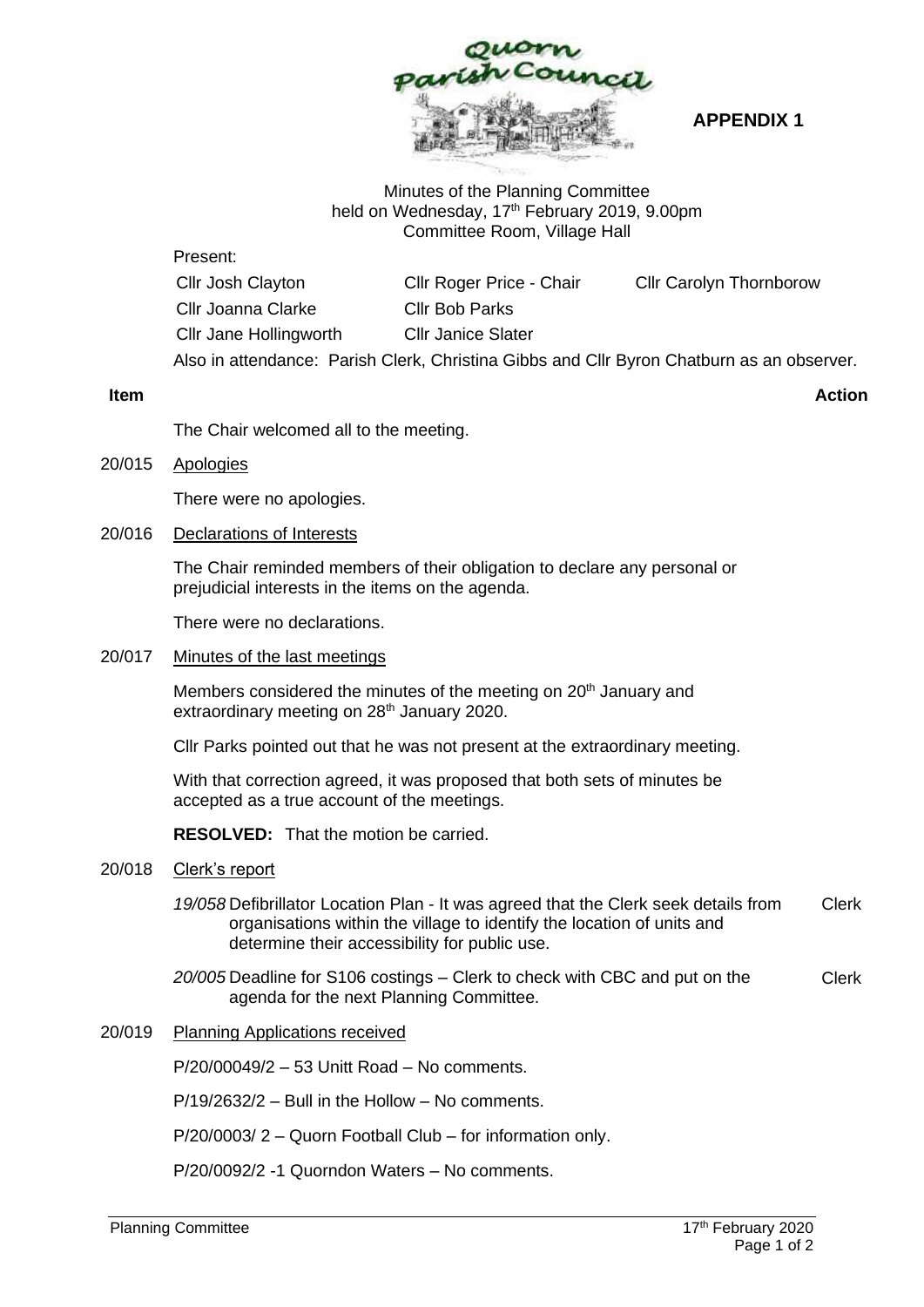Quorn Parish Council

**APPENDIX 1**

Minutes of the Planning Committee
held on Wednesday, 17th February 2019, 9.00pm
Committee Room, Village Hall

Present:

| | | |
|---|---|---|
| Cllr Josh Clayton | Cllr Roger Price - Chair | Cllr Carolyn Thornborow |
| Cllr Joanna Clarke | Cllr Bob Parks | |
| Cllr Jane Hollingworth | Cllr Janice Slater | |

Also in attendance: Parish Clerk, Christina Gibbs and Cllr Byron Chatburn as an observer.

**Item** **Action**

The Chair welcomed all to the meeting.

20/015 Apologies

There were no apologies.

20/016 Declarations of Interests

The Chair reminded members of their obligation to declare any personal or prejudicial interests in the items on the agenda.

There were no declarations.

20/017 Minutes of the last meetings

Members considered the minutes of the meeting on 20th January and extraordinary meeting on 28th January 2020.

Cllr Parks pointed out that he was not present at the extraordinary meeting.

With that correction agreed, it was proposed that both sets of minutes be accepted as a true account of the meetings.

**RESOLVED:** That the motion be carried.

20/018 Clerk's report

*19/058* Defibrillator Location Plan - It was agreed that the Clerk seek details from organisations within the village to identify the location of units and determine their accessibility for public use. — Clerk

*20/005* Deadline for S106 costings – Clerk to check with CBC and put on the agenda for the next Planning Committee. — Clerk

20/019 Planning Applications received

P/20/00049/2 – 53 Unitt Road – No comments.

P/19/2632/2 – Bull in the Hollow – No comments.

P/20/0003/ 2 – Quorn Football Club – for information only.

P/20/0092/2 -1 Quorndon Waters – No comments.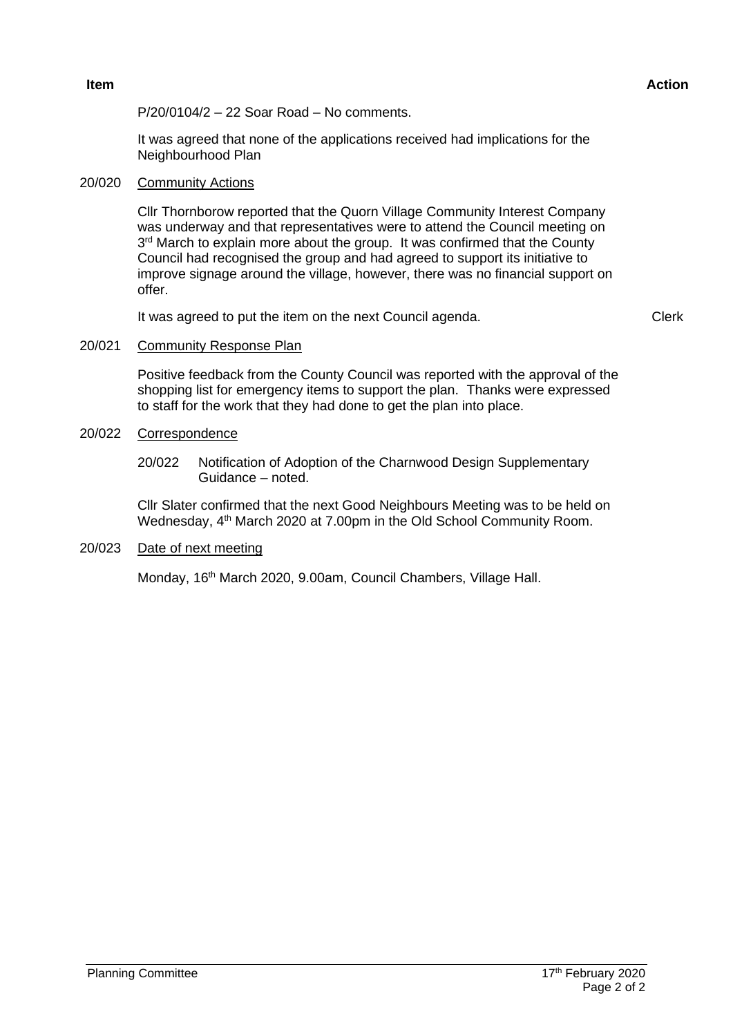| Item | | Action |
|---|---|---|
| | P/20/0104/2 – 22 Soar Road – No comments. | |
| | It was agreed that none of the applications received had implications for the Neighbourhood Plan | |
| 20/020 | <u>Community Actions</u> | |
| | Cllr Thornborow reported that the Quorn Village Community Interest Company was underway and that representatives were to attend the Council meeting on 3rd March to explain more about the group. It was confirmed that the County Council had recognised the group and had agreed to support its initiative to improve signage around the village, however, there was no financial support on offer. | |
| | It was agreed to put the item on the next Council agenda. | Clerk |
| 20/021 | <u>Community Response Plan</u> | |
| | Positive feedback from the County Council was reported with the approval of the shopping list for emergency items to support the plan. Thanks were expressed to staff for the work that they had done to get the plan into place. | |
| 20/022 | <u>Correspondence</u> | |
| | 20/022 Notification of Adoption of the Charnwood Design Supplementary Guidance – noted. | |
| | Cllr Slater confirmed that the next Good Neighbours Meeting was to be held on Wednesday, 4th March 2020 at 7.00pm in the Old School Community Room. | |
| 20/023 | <u>Date of next meeting</u> | |
| | Monday, 16th March 2020, 9.00am, Council Chambers, Village Hall. | |